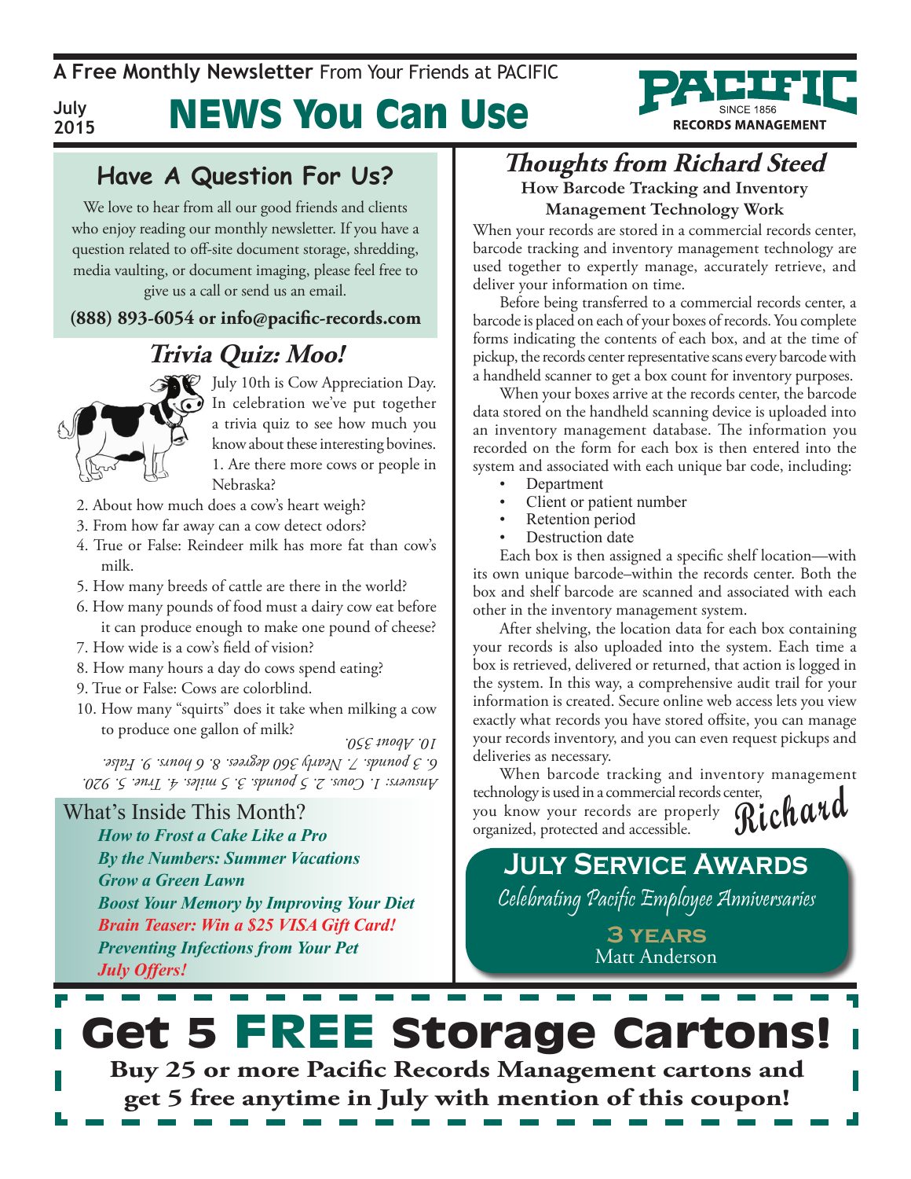A Free Monthly Newsletter From Your Friends at PACIFIC

July 2015

# NEWS You Can Use

PACIFIC SINCE 1856 RECORDS MANAGEMENT

## Have A Question For Us?

We love to hear from all our good friends and clients who enjoy reading our monthly newsletter. If you have a question related to off-site document storage, shredding, media vaulting, or document imaging, please feel free to give us a call or send us an email.

**(888) 893-6054 or info@pacific-records.com**

## *Trivia Quiz: Moo!*

July 10th is Cow Appreciation Day. In celebration we've put together a trivia quiz to see how much you know about these interesting bovines.

1. Are there more cows or people in Nebraska?
2. About how much does a cow's heart weigh?
3. From how far away can a cow detect odors?
4. True or False: Reindeer milk has more fat than cow's milk.
5. How many breeds of cattle are there in the world?
6. How many pounds of food must a dairy cow eat before it can produce enough to make one pound of cheese?
7. How wide is a cow's field of vision?
8. How many hours a day do cows spend eating?
9. True or False: Cows are colorblind.
10. How many "squirts" does it take when milking a cow to produce one gallon of milk?

*Answers: 1. Cows. 2. 5 pounds. 3. 5 miles. 4. True. 5. 920. 6. 3 pounds. 7. Nearly 360 degrees. 8. 6 hours. 9. False. 10. About 350.*

### What's Inside This Month?

- *How to Frost a Cake Like a Pro*
- *By the Numbers: Summer Vacations*
- *Grow a Green Lawn*
- *Boost Your Memory by Improving Your Diet*
- *Brain Teaser: Win a $25 VISA Gift Card!*
- *Preventing Infections from Your Pet*
- *July Offers!*

## *Thoughts from Richard Steed*

### How Barcode Tracking and Inventory Management Technology Work

When your records are stored in a commercial records center, barcode tracking and inventory management technology are used together to expertly manage, accurately retrieve, and deliver your information on time.

Before being transferred to a commercial records center, a barcode is placed on each of your boxes of records. You complete forms indicating the contents of each box, and at the time of pickup, the records center representative scans every barcode with a handheld scanner to get a box count for inventory purposes.

When your boxes arrive at the records center, the barcode data stored on the handheld scanning device is uploaded into an inventory management database. The information you recorded on the form for each box is then entered into the system and associated with each unique bar code, including:

- Department
- Client or patient number
- Retention period
- Destruction date

Each box is then assigned a specific shelf location—with its own unique barcode–within the records center. Both the box and shelf barcode are scanned and associated with each other in the inventory management system.

After shelving, the location data for each box containing your records is also uploaded into the system. Each time a box is retrieved, delivered or returned, that action is logged in the system. In this way, a comprehensive audit trail for your information is created. Secure online web access lets you view exactly what records you have stored offsite, you can manage your records inventory, and you can even request pickups and deliveries as necessary.

When barcode tracking and inventory management technology is used in a commercial records center, you know your records are properly organized, protected and accessible.

*Richard*

## July Service Awards

*Celebrating Pacific Employee Anniversaries*

**3 years**
Matt Anderson

# Get 5 FREE Storage Cartons!

**Buy 25 or more Pacific Records Management cartons and get 5 free anytime in July with mention of this coupon!**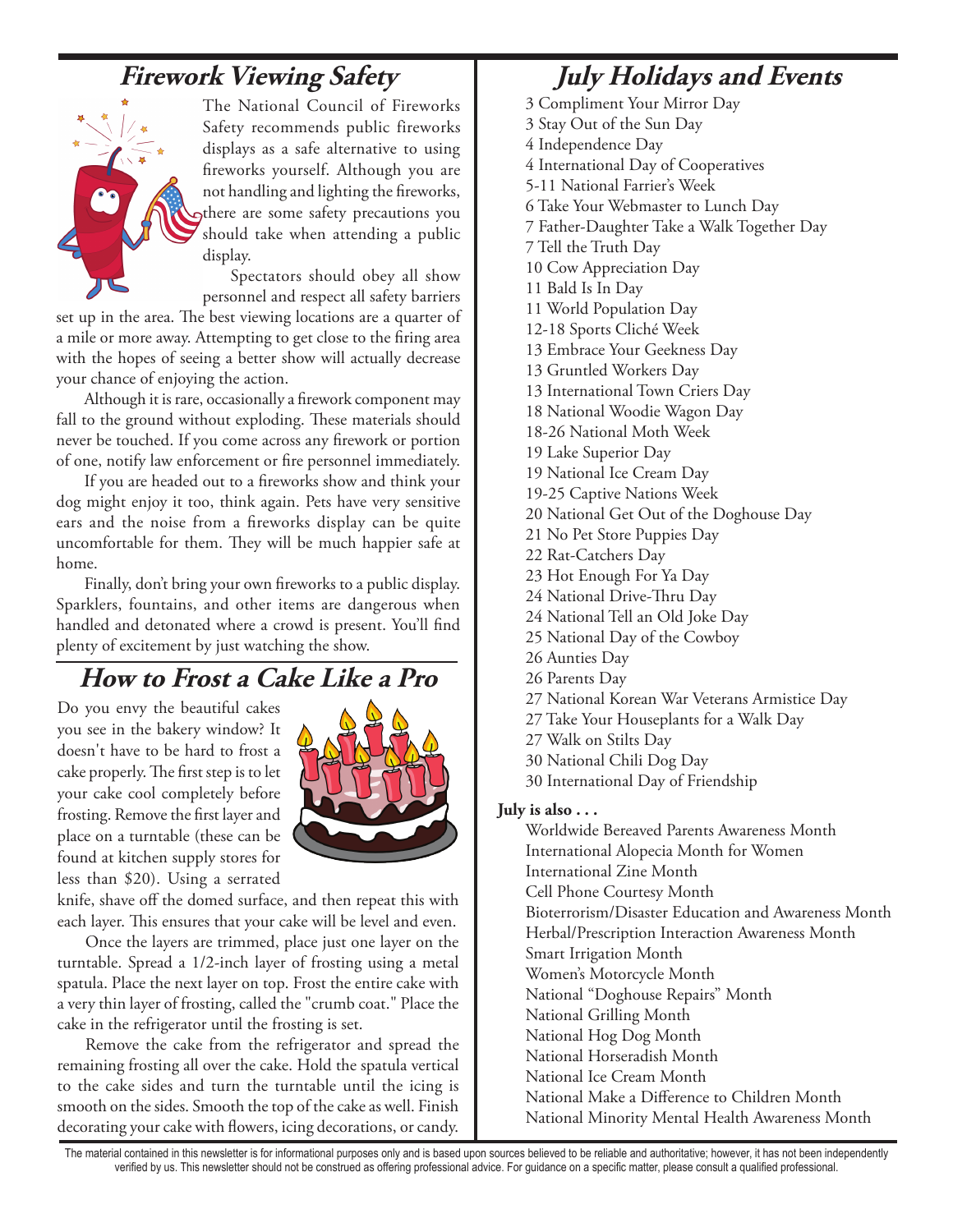## Firework Viewing Safety

The National Council of Fireworks Safety recommends public fireworks displays as a safe alternative to using fireworks yourself. Although you are not handling and lighting the fireworks, there are some safety precautions you should take when attending a public display.

Spectators should obey all show personnel and respect all safety barriers set up in the area. The best viewing locations are a quarter of a mile or more away. Attempting to get close to the firing area with the hopes of seeing a better show will actually decrease your chance of enjoying the action.

Although it is rare, occasionally a firework component may fall to the ground without exploding. These materials should never be touched. If you come across any firework or portion of one, notify law enforcement or fire personnel immediately.

If you are headed out to a fireworks show and think your dog might enjoy it too, think again. Pets have very sensitive ears and the noise from a fireworks display can be quite uncomfortable for them. They will be much happier safe at home.

Finally, don't bring your own fireworks to a public display. Sparklers, fountains, and other items are dangerous when handled and detonated where a crowd is present. You'll find plenty of excitement by just watching the show.

## How to Frost a Cake Like a Pro

Do you envy the beautiful cakes you see in the bakery window? It doesn't have to be hard to frost a cake properly. The first step is to let your cake cool completely before frosting. Remove the first layer and place on a turntable (these can be found at kitchen supply stores for less than $20). Using a serrated knife, shave off the domed surface, and then repeat this with each layer. This ensures that your cake will be level and even.

Once the layers are trimmed, place just one layer on the turntable. Spread a 1/2-inch layer of frosting using a metal spatula. Place the next layer on top. Frost the entire cake with a very thin layer of frosting, called the "crumb coat." Place the cake in the refrigerator until the frosting is set.

Remove the cake from the refrigerator and spread the remaining frosting all over the cake. Hold the spatula vertical to the cake sides and turn the turntable until the icing is smooth on the sides. Smooth the top of the cake as well. Finish decorating your cake with flowers, icing decorations, or candy.

## July Holidays and Events

3 Compliment Your Mirror Day
3 Stay Out of the Sun Day
4 Independence Day
4 International Day of Cooperatives
5-11 National Farrier's Week
6 Take Your Webmaster to Lunch Day
7 Father-Daughter Take a Walk Together Day
7 Tell the Truth Day
10 Cow Appreciation Day
11 Bald Is In Day
11 World Population Day
12-18 Sports Cliché Week
13 Embrace Your Geekness Day
13 Gruntled Workers Day
13 International Town Criers Day
18 National Woodie Wagon Day
18-26 National Moth Week
19 Lake Superior Day
19 National Ice Cream Day
19-25 Captive Nations Week
20 National Get Out of the Doghouse Day
21 No Pet Store Puppies Day
22 Rat-Catchers Day
23 Hot Enough For Ya Day
24 National Drive-Thru Day
24 National Tell an Old Joke Day
25 National Day of the Cowboy
26 Aunties Day
26 Parents Day
27 National Korean War Veterans Armistice Day
27 Take Your Houseplants for a Walk Day
27 Walk on Stilts Day
30 National Chili Dog Day
30 International Day of Friendship

**July is also . . .**

Worldwide Bereaved Parents Awareness Month
International Alopecia Month for Women
International Zine Month
Cell Phone Courtesy Month
Bioterrorism/Disaster Education and Awareness Month
Herbal/Prescription Interaction Awareness Month
Smart Irrigation Month
Women's Motorcycle Month
National "Doghouse Repairs" Month
National Grilling Month
National Hog Dog Month
National Horseradish Month
National Ice Cream Month
National Make a Difference to Children Month
National Minority Mental Health Awareness Month

The material contained in this newsletter is for informational purposes only and is based upon sources believed to be reliable and authoritative; however, it has not been independently verified by us. This newsletter should not be construed as offering professional advice. For guidance on a specific matter, please consult a qualified professional.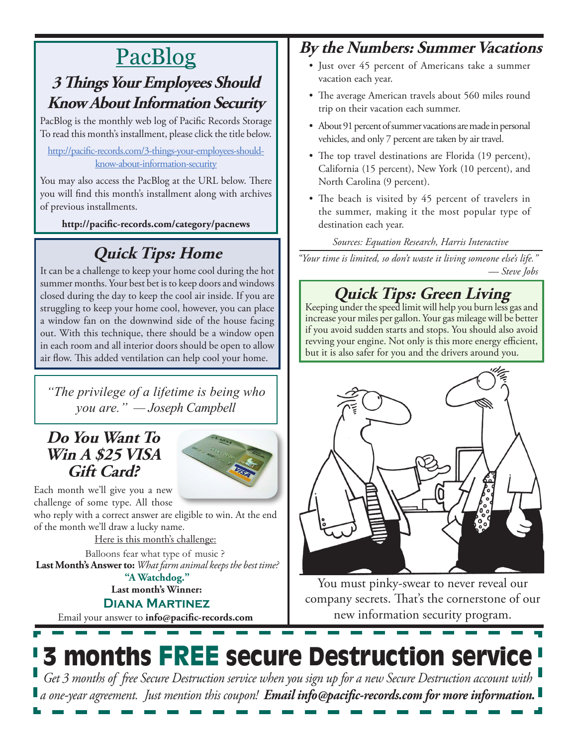# PacBlog

## 3 Things Your Employees Should Know About Information Security

PacBlog is the monthly web log of Pacific Records Storage To read this month's installment, please click the title below.

http://pacific-records.com/3-things-your-employees-should-know-about-information-security

You may also access the PacBlog at the URL below. There you will find this month's installment along with archives of previous installments.

**http://pacific-records.com/category/pacnews**

## *Quick Tips: Home*

It can be a challenge to keep your home cool during the hot summer months. Your best bet is to keep doors and windows closed during the day to keep the cool air inside. If you are struggling to keep your home cool, however, you can place a window fan on the downwind side of the house facing out. With this technique, there should be a window open in each room and all interior doors should be open to allow air flow. This added ventilation can help cool your home.

*"The privilege of a lifetime is being who you are." —Joseph Campbell*

## *Do You Want To Win A $25 VISA Gift Card?*

Each month we'll give you a new challenge of some type. All those who reply with a correct answer are eligible to win. At the end of the month we'll draw a lucky name.

Here is this month's challenge:

Balloons fear what type of music ?

**Last Month's Answer to:** *What farm animal keeps the best time?*

**"A Watchdog."**

**Last month's Winner:**

**Diana Martinez**

Email your answer to **info@pacific-records.com**

## *By the Numbers: Summer Vacations*

- Just over 45 percent of Americans take a summer vacation each year.
- The average American travels about 560 miles round trip on their vacation each summer.
- About 91 percent of summer vacations are made in personal vehicles, and only 7 percent are taken by air travel.
- The top travel destinations are Florida (19 percent), California (15 percent), New York (10 percent), and North Carolina (9 percent).
- The beach is visited by 45 percent of travelers in the summer, making it the most popular type of destination each year.

*Sources: Equation Research, Harris Interactive*

*"Your time is limited, so don't waste it living someone else's life." — Steve Jobs*

## *Quick Tips: Green Living*

Keeping under the speed limit will help you burn less gas and increase your miles per gallon. Your gas mileage will be better if you avoid sudden starts and stops. You should also avoid revving your engine. Not only is this more energy efficient, but it is also safer for you and the drivers around you.

You must pinky-swear to never reveal our company secrets. That's the cornerstone of our new information security program.

# 3 months FREE secure Destruction service

*Get 3 months of free Secure Destruction service when you sign up for a new Secure Destruction account with a one-year agreement. Just mention this coupon!* ***Email info@pacific-records.com for more information.***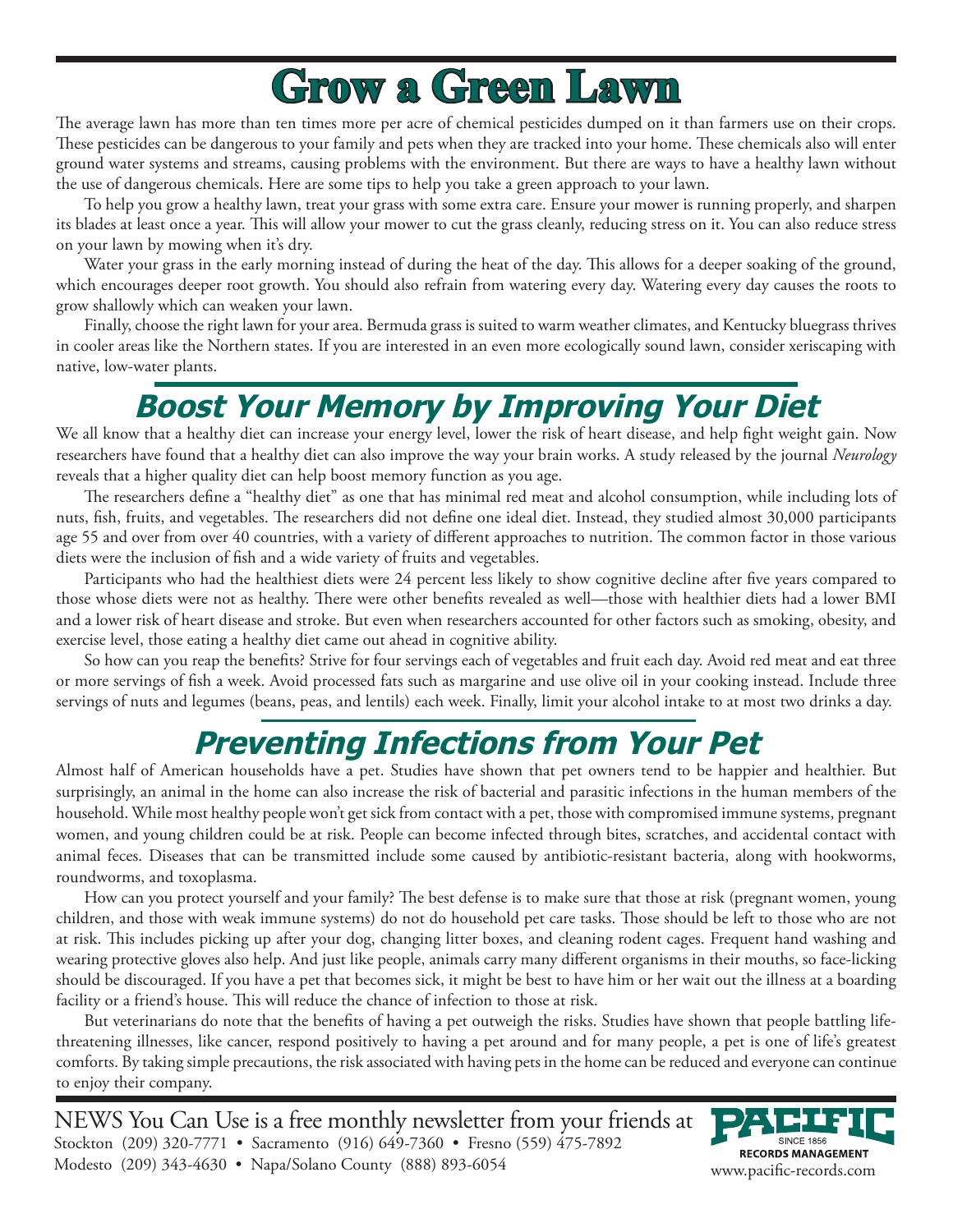# Grow a Green Lawn

The average lawn has more than ten times more per acre of chemical pesticides dumped on it than farmers use on their crops. These pesticides can be dangerous to your family and pets when they are tracked into your home. These chemicals also will enter ground water systems and streams, causing problems with the environment. But there are ways to have a healthy lawn without the use of dangerous chemicals. Here are some tips to help you take a green approach to your lawn.

To help you grow a healthy lawn, treat your grass with some extra care. Ensure your mower is running properly, and sharpen its blades at least once a year. This will allow your mower to cut the grass cleanly, reducing stress on it. You can also reduce stress on your lawn by mowing when it's dry.

Water your grass in the early morning instead of during the heat of the day. This allows for a deeper soaking of the ground, which encourages deeper root growth. You should also refrain from watering every day. Watering every day causes the roots to grow shallowly which can weaken your lawn.

Finally, choose the right lawn for your area. Bermuda grass is suited to warm weather climates, and Kentucky bluegrass thrives in cooler areas like the Northern states. If you are interested in an even more ecologically sound lawn, consider xeriscaping with native, low-water plants.

# Boost Your Memory by Improving Your Diet

We all know that a healthy diet can increase your energy level, lower the risk of heart disease, and help fight weight gain. Now researchers have found that a healthy diet can also improve the way your brain works. A study released by the journal *Neurology* reveals that a higher quality diet can help boost memory function as you age.

The researchers define a "healthy diet" as one that has minimal red meat and alcohol consumption, while including lots of nuts, fish, fruits, and vegetables. The researchers did not define one ideal diet. Instead, they studied almost 30,000 participants age 55 and over from over 40 countries, with a variety of different approaches to nutrition. The common factor in those various diets were the inclusion of fish and a wide variety of fruits and vegetables.

Participants who had the healthiest diets were 24 percent less likely to show cognitive decline after five years compared to those whose diets were not as healthy. There were other benefits revealed as well—those with healthier diets had a lower BMI and a lower risk of heart disease and stroke. But even when researchers accounted for other factors such as smoking, obesity, and exercise level, those eating a healthy diet came out ahead in cognitive ability.

So how can you reap the benefits? Strive for four servings each of vegetables and fruit each day. Avoid red meat and eat three or more servings of fish a week. Avoid processed fats such as margarine and use olive oil in your cooking instead. Include three servings of nuts and legumes (beans, peas, and lentils) each week. Finally, limit your alcohol intake to at most two drinks a day.

# Preventing Infections from Your Pet

Almost half of American households have a pet. Studies have shown that pet owners tend to be happier and healthier. But surprisingly, an animal in the home can also increase the risk of bacterial and parasitic infections in the human members of the household. While most healthy people won't get sick from contact with a pet, those with compromised immune systems, pregnant women, and young children could be at risk. People can become infected through bites, scratches, and accidental contact with animal feces. Diseases that can be transmitted include some caused by antibiotic-resistant bacteria, along with hookworms, roundworms, and toxoplasma.

How can you protect yourself and your family? The best defense is to make sure that those at risk (pregnant women, young children, and those with weak immune systems) do not do household pet care tasks. Those should be left to those who are not at risk. This includes picking up after your dog, changing litter boxes, and cleaning rodent cages. Frequent hand washing and wearing protective gloves also help. And just like people, animals carry many different organisms in their mouths, so face-licking should be discouraged. If you have a pet that becomes sick, it might be best to have him or her wait out the illness at a boarding facility or a friend's house. This will reduce the chance of infection to those at risk.

But veterinarians do note that the benefits of having a pet outweigh the risks. Studies have shown that people battling life-threatening illnesses, like cancer, respond positively to having a pet around and for many people, a pet is one of life's greatest comforts. By taking simple precautions, the risk associated with having pets in the home can be reduced and everyone can continue to enjoy their company.

NEWS You Can Use is a free monthly newsletter from your friends at
Stockton (209) 320-7771 • Sacramento (916) 649-7360 • Fresno (559) 475-7892
Modesto (209) 343-4630 • Napa/Solano County (888) 893-6054

PACIFIC
SINCE 1856
RECORDS MANAGEMENT
www.pacific-records.com